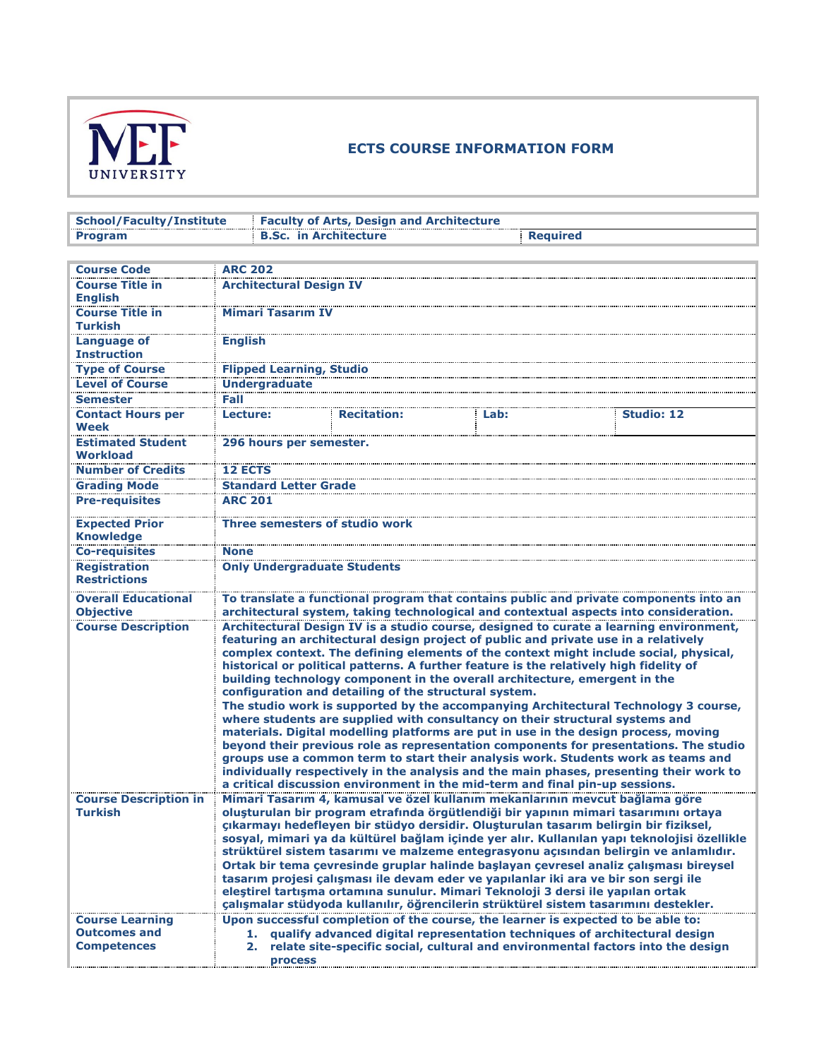# ECTS COURSE INFORMATION FORM

| School/Faculty/Institute | Faculty of Arts, Design and Architecture | |
|---|---|---|
| Program | B.Sc. in Architecture | Required |

| Course Code | ARC 202 | | | |
|---|---|---|---|---|
| Course Title in English | Architectural Design IV | | | |
| Course Title in Turkish | Mimari Tasarım IV | | | |
| Language of Instruction | English | | | |
| Type of Course | Flipped Learning, Studio | | | |
| Level of Course | Undergraduate | | | |
| Semester | Fall | | | |
| Contact Hours per Week | Lecture: | Recitation: | Lab: | Studio: 12 |
| Estimated Student Workload | 296 hours per semester. | | | |
| Number of Credits | 12 ECTS | | | |
| Grading Mode | Standard Letter Grade | | | |
| Pre-requisites | ARC 201 | | | |
| Expected Prior Knowledge | Three semesters of studio work | | | |
| Co-requisites | None | | | |
| Registration Restrictions | Only Undergraduate Students | | | |
| Overall Educational Objective | To translate a functional program that contains public and private components into an architectural system, taking technological and contextual aspects into consideration. | | | |
| Course Description | Architectural Design IV is a studio course, designed to curate a learning environment, featuring an architectural design project of public and private use in a relatively complex context. The defining elements of the context might include social, physical, historical or political patterns. A further feature is the relatively high fidelity of building technology component in the overall architecture, emergent in the configuration and detailing of the structural system.<br>The studio work is supported by the accompanying Architectural Technology 3 course, where students are supplied with consultancy on their structural systems and materials. Digital modelling platforms are put in use in the design process, moving beyond their previous role as representation components for presentations. The studio groups use a common term to start their analysis work. Students work as teams and individually respectively in the analysis and the main phases, presenting their work to a critical discussion environment in the mid-term and final pin-up sessions. | | | |
| Course Description in Turkish | Mimari Tasarım 4, kamusal ve özel kullanım mekanlarının mevcut bağlama göre oluşturulan bir program etrafında örgütlendiği bir yapının mimari tasarımını ortaya çıkarmayı hedefleyen bir stüdyo dersidir. Oluşturulan tasarım belirgin bir fiziksel, sosyal, mimari ya da kültürel bağlam içinde yer alır. Kullanılan yapı teknolojisi özellikle strüktürel sistem tasarımı ve malzeme entegrasyonu açısından belirgin ve anlamlıdır. Ortak bir tema çevresinde gruplar halinde başlayan çevresel analiz çalışması bireysel tasarım projesi çalışması ile devam eder ve yapılanlar iki ara ve bir son sergi ile eleştirel tartışma ortamına sunulur. Mimari Teknoloji 3 dersi ile yapılan ortak çalışmalar stüdyoda kullanılır, öğrencilerin strüktürel sistem tasarımını destekler. | | | |
| Course Learning Outcomes and Competences | Upon successful completion of the course, the learner is expected to be able to:<br>1. qualify advanced digital representation techniques of architectural design<br>2. relate site-specific social, cultural and environmental factors into the design process | | | |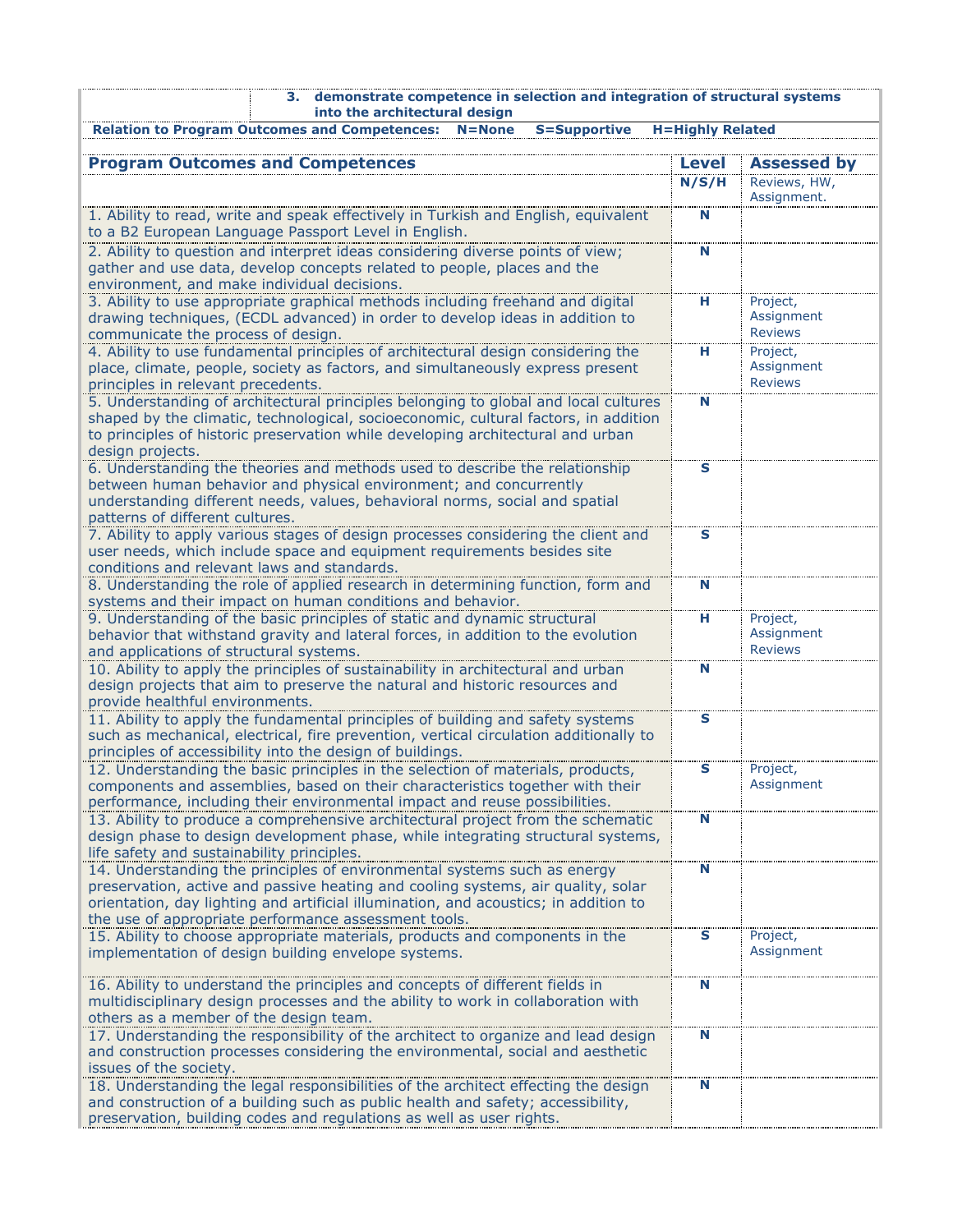3. **demonstrate competence in selection and integration of structural systems into the architectural design**

**Relation to Program Outcomes and Competences: N=None S=Supportive H=Highly Related**

| Program Outcomes and Competences | Level | Assessed by |
|---|---|---|
| | N/S/H | Reviews, HW, Assignment. |
| 1. Ability to read, write and speak effectively in Turkish and English, equivalent to a B2 European Language Passport Level in English. | N | |
| 2. Ability to question and interpret ideas considering diverse points of view; gather and use data, develop concepts related to people, places and the environment, and make individual decisions. | N | |
| 3. Ability to use appropriate graphical methods including freehand and digital drawing techniques, (ECDL advanced) in order to develop ideas in addition to communicate the process of design. | H | Project, Assignment Reviews |
| 4. Ability to use fundamental principles of architectural design considering the place, climate, people, society as factors, and simultaneously express present principles in relevant precedents. | H | Project, Assignment Reviews |
| 5. Understanding of architectural principles belonging to global and local cultures shaped by the climatic, technological, socioeconomic, cultural factors, in addition to principles of historic preservation while developing architectural and urban design projects. | N | |
| 6. Understanding the theories and methods used to describe the relationship between human behavior and physical environment; and concurrently understanding different needs, values, behavioral norms, social and spatial patterns of different cultures. | S | |
| 7. Ability to apply various stages of design processes considering the client and user needs, which include space and equipment requirements besides site conditions and relevant laws and standards. | S | |
| 8. Understanding the role of applied research in determining function, form and systems and their impact on human conditions and behavior. | N | |
| 9. Understanding of the basic principles of static and dynamic structural behavior that withstand gravity and lateral forces, in addition to the evolution and applications of structural systems. | H | Project, Assignment Reviews |
| 10. Ability to apply the principles of sustainability in architectural and urban design projects that aim to preserve the natural and historic resources and provide healthful environments. | N | |
| 11. Ability to apply the fundamental principles of building and safety systems such as mechanical, electrical, fire prevention, vertical circulation additionally to principles of accessibility into the design of buildings. | S | |
| 12. Understanding the basic principles in the selection of materials, products, components and assemblies, based on their characteristics together with their performance, including their environmental impact and reuse possibilities. | S | Project, Assignment |
| 13. Ability to produce a comprehensive architectural project from the schematic design phase to design development phase, while integrating structural systems, life safety and sustainability principles. | N | |
| 14. Understanding the principles of environmental systems such as energy preservation, active and passive heating and cooling systems, air quality, solar orientation, day lighting and artificial illumination, and acoustics; in addition to the use of appropriate performance assessment tools. | N | |
| 15. Ability to choose appropriate materials, products and components in the implementation of design building envelope systems. | S | Project, Assignment |
| 16. Ability to understand the principles and concepts of different fields in multidisciplinary design processes and the ability to work in collaboration with others as a member of the design team. | N | |
| 17. Understanding the responsibility of the architect to organize and lead design and construction processes considering the environmental, social and aesthetic issues of the society. | N | |
| 18. Understanding the legal responsibilities of the architect effecting the design and construction of a building such as public health and safety; accessibility, preservation, building codes and regulations as well as user rights. | N | |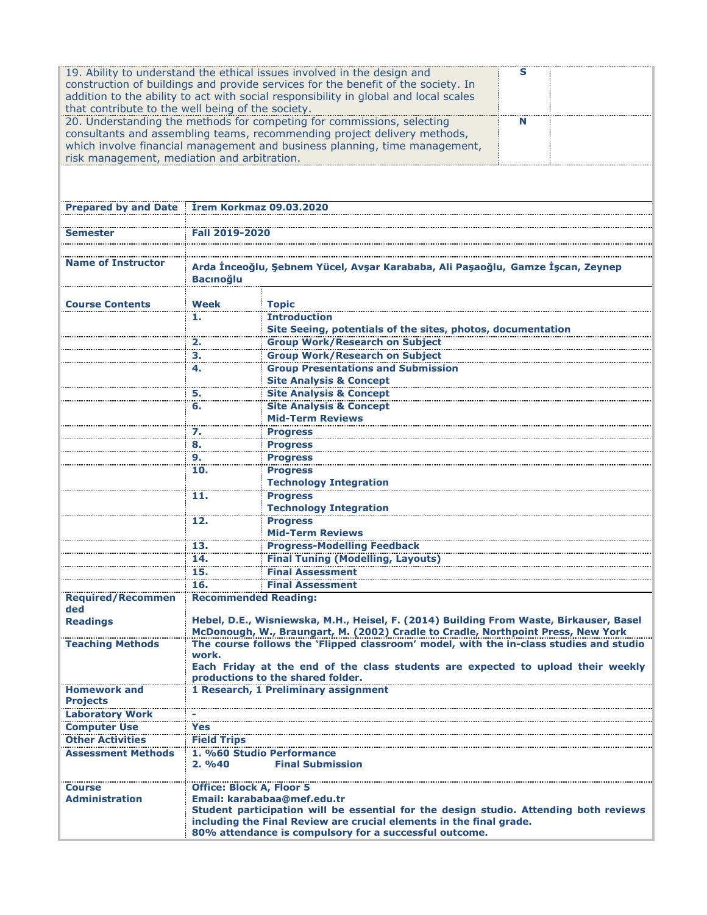| | | |
|---|---|---|
| 19. Ability to understand the ethical issues involved in the design and construction of buildings and provide services for the benefit of the society. In addition to the ability to act with social responsibility in global and local scales that contribute to the well being of the society. | S | |
| 20. Understanding the methods for competing for commissions, selecting consultants and assembling teams, recommending project delivery methods, which involve financial management and business planning, time management, risk management, mediation and arbitration. | N | |

| | | |
|---|---|---|
| **Prepared by and Date** | **İrem Korkmaz 09.03.2020** | |
| **Semester** | **Fall 2019-2020** | |
| **Name of Instructor** | **Arda İnceoğlu, Şebnem Yücel, Avşar Karababa, Ali Paşaoğlu, Gamze İşcan, Zeynep Bacınoğlu** | |
| **Course Contents** | **Week** | **Topic** |
| | **1.** | **Introduction**<br>**Site Seeing, potentials of the sites, photos, documentation** |
| | **2.** | **Group Work/Research on Subject** |
| | **3.** | **Group Work/Research on Subject** |
| | **4.** | **Group Presentations and Submission**<br>**Site Analysis & Concept** |
| | **5.** | **Site Analysis & Concept** |
| | **6.** | **Site Analysis & Concept**<br>**Mid-Term Reviews** |
| | **7.** | **Progress** |
| | **8.** | **Progress** |
| | **9.** | **Progress** |
| | **10.** | **Progress**<br>**Technology Integration** |
| | **11.** | **Progress**<br>**Technology Integration** |
| | **12.** | **Progress**<br>**Mid-Term Reviews** |
| | **13.** | **Progress-Modelling Feedback** |
| | **14.** | **Final Tuning (Modelling, Layouts)** |
| | **15.** | **Final Assessment** |
| | **16.** | **Final Assessment** |
| **Required/Recommended Readings** | **Recommended Reading:**<br><br>**Hebel, D.E., Wisniewska, M.H., Heisel, F. (2014) Building From Waste, Birkauser, Basel**<br>**McDonough, W., Braungart, M. (2002) Cradle to Cradle, Northpoint Press, New York** | |
| **Teaching Methods** | **The course follows the 'Flipped classroom' model, with the in-class studies and studio work.**<br>**Each Friday at the end of the class students are expected to upload their weekly productions to the shared folder.** | |
| **Homework and Projects** | **1 Research, 1 Preliminary assignment** | |
| **Laboratory Work** | **-** | |
| **Computer Use** | **Yes** | |
| **Other Activities** | **Field Trips** | |
| **Assessment Methods** | **1. %60 Studio Performance**<br>**2. %40 Final Submission** | |
| **Course Administration** | **Office: Block A, Floor 5**<br>**Email: karababaa@mef.edu.tr**<br>**Student participation will be essential for the design studio. Attending both reviews including the Final Review are crucial elements in the final grade.**<br>**80% attendance is compulsory for a successful outcome.** | |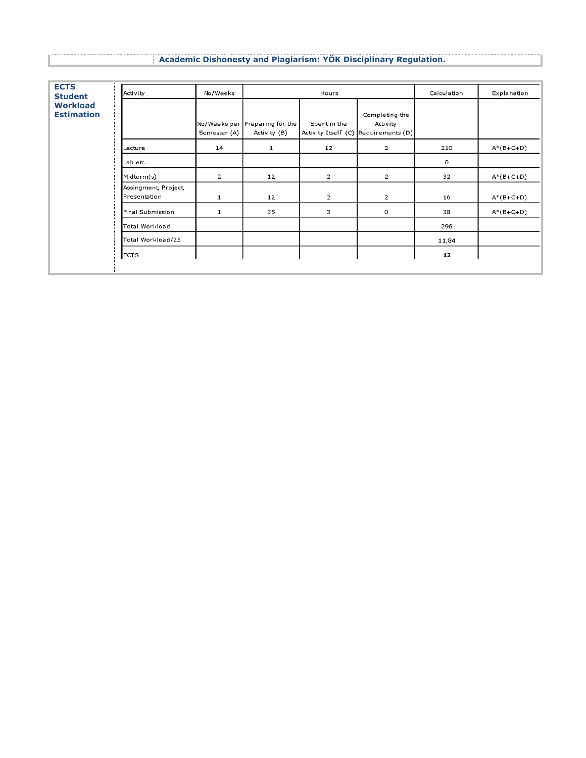**Academic Dishonesty and Plagiarism: YÖK Disciplinary Regulation.**

**ECTS Student Workload Estimation**

| Activity | No/Weeks | Hours | | | Calculation | Explanation |
|---|---|---|---|---|---|---|
| | No/Weeks per Semester (A) | Preparing for the Activity (B) | Spent in the Activity Itself (C) | Completing the Activity Requirements (D) | | |
| Lecture | 14 | 1 | 12 | 2 | 210 | A*(B+C+D) |
| Lab etc. | | | | | 0 | |
| Midterm(s) | 2 | 12 | 2 | 2 | 32 | A*(B+C+D) |
| Assingment, Project, Presentation | 1 | 12 | 2 | 2 | 16 | A*(B+C+D) |
| Final Submission | 1 | 35 | 3 | 0 | 38 | A*(B+C+D) |
| Total Workload | | | | | 296 | |
| Total Workload/25 | | | | | 11,84 | |
| ECTS | | | | | **12** | |